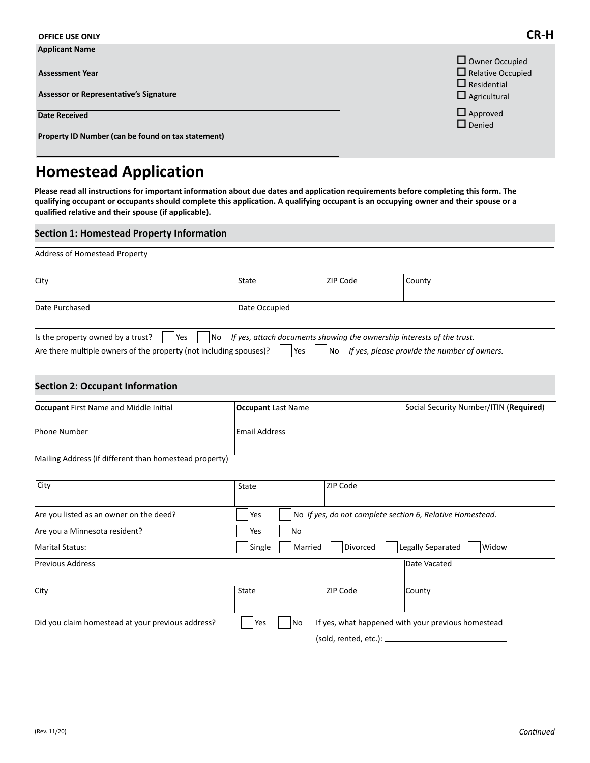**OFFICE USE ONLY**

**CR-H**

**Applicant Name**

**Assessment Year**

**Assessor or Representative's Signature**

**Date Received**

**Property ID Number (can be found on tax statement)**

☐ Owner Occupied
☐ Relative Occupied
☐ Residential
☐ Agricultural

☐ Approved
☐ Denied

# Homestead Application

**Please read all instructions for important information about due dates and application requirements before completing this form. The qualifying occupant or occupants should complete this application. A qualifying occupant is an occupying owner and their spouse or a qualified relative and their spouse (if applicable).**

## Section 1: Homestead Property Information

Address of Homestead Property

| City | State | ZIP Code | County |
|---|---|---|---|
| | | | |

| Date Purchased | Date Occupied |
|---|---|
| | |

Is the property owned by a trust? ☐ Yes ☐ No *If yes, attach documents showing the ownership interests of the trust.*

Are there multiple owners of the property (not including spouses)? ☐ Yes ☐ No *If yes, please provide the number of owners.* ________

## Section 2: Occupant Information

| **Occupant** First Name and Middle Initial | **Occupant** Last Name | Social Security Number/ITIN (**Required**) |
|---|---|---|
| | | |

| Phone Number | Email Address |
|---|---|
| | |

Mailing Address (if different than homestead property)

| City | State | ZIP Code |
|---|---|---|
| | | |

Are you listed as an owner on the deed? ☐ Yes ☐ No *If yes, do not complete section 6, Relative Homestead.*

Are you a Minnesota resident? ☐ Yes ☐ No

Marital Status: ☐ Single ☐ Married ☐ Divorced ☐ Legally Separated ☐ Widow

| Previous Address | Date Vacated |
|---|---|
| | |

| City | State | ZIP Code | County |
|---|---|---|---|
| | | | |

Did you claim homestead at your previous address? ☐ Yes ☐ No If yes, what happened with your previous homestead (sold, rented, etc.): ________________

(Rev. 11/20)

*Continued*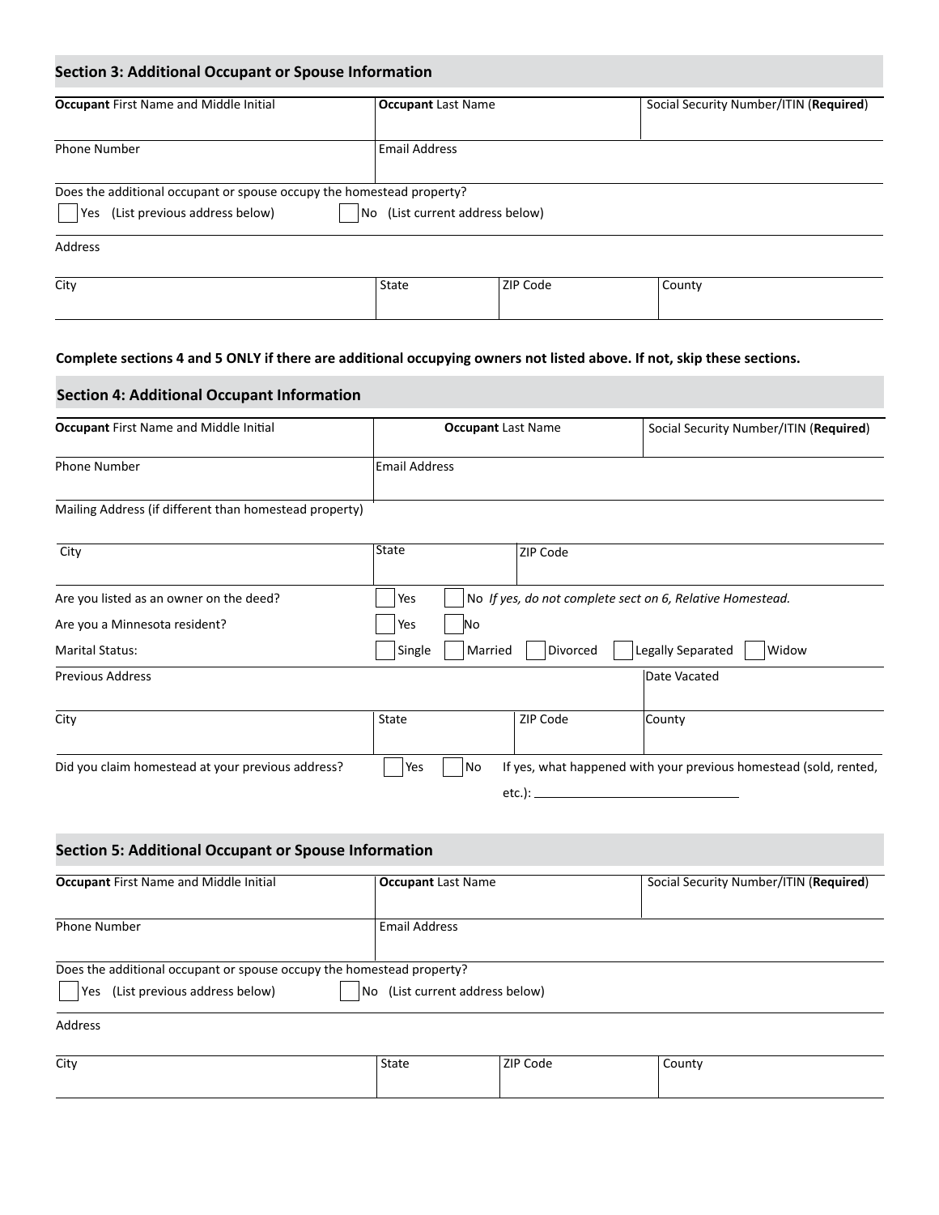## Section 3: Additional Occupant or Spouse Information

| **Occupant** First Name and Middle Initial | **Occupant** Last Name | Social Security Number/ITIN (**Required**) |
|---|---|---|
| | | |

| Phone Number | Email Address |
|---|---|
| | |

Does the additional occupant or spouse occupy the homestead property?

☐ Yes (List previous address below) ☐ No (List current address below)

Address

| City | State | ZIP Code | County |
|---|---|---|---|
| | | | |

**Complete sections 4 and 5 ONLY if there are additional occupying owners not listed above. If not, skip these sections.**

## Section 4: Additional Occupant Information

| **Occupant** First Name and Middle Initial | **Occupant** Last Name | Social Security Number/ITIN (**Required**) |
|---|---|---|
| | | |

| Phone Number | Email Address |
|---|---|
| | |

Mailing Address (if different than homestead property)

| City | State | ZIP Code |
|---|---|---|
| | | |

Are you listed as an owner on the deed? ☐ Yes ☐ No *If yes, do not complete sect on 6, Relative Homestead.*

Are you a Minnesota resident? ☐ Yes ☐ No

Marital Status: ☐ Single ☐ Married ☐ Divorced ☐ Legally Separated ☐ Widow

| Previous Address | Date Vacated |
|---|---|
| | |

| City | State | ZIP Code | County |
|---|---|---|---|
| | | | |

Did you claim homestead at your previous address? ☐ Yes ☐ No If yes, what happened with your previous homestead (sold, rented, etc.): ______________________

## Section 5: Additional Occupant or Spouse Information

| **Occupant** First Name and Middle Initial | **Occupant** Last Name | Social Security Number/ITIN (**Required**) |
|---|---|---|
| | | |

| Phone Number | Email Address |
|---|---|
| | |

Does the additional occupant or spouse occupy the homestead property?

☐ Yes (List previous address below) ☐ No (List current address below)

Address

| City | State | ZIP Code | County |
|---|---|---|---|
| | | | |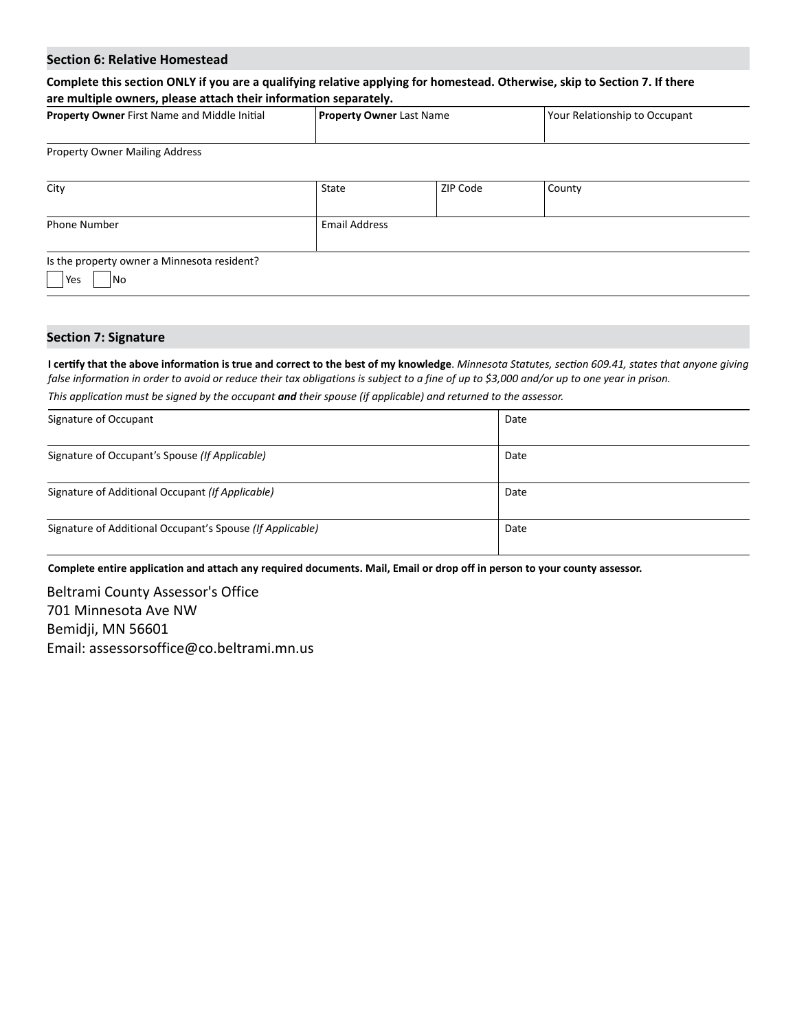## Section 6: Relative Homestead

**Complete this section ONLY if you are a qualifying relative applying for homestead. Otherwise, skip to Section 7. If there are multiple owners, please attach their information separately.**

| **Property Owner** First Name and Middle Initial | **Property Owner** Last Name | | Your Relationship to Occupant |
|---|---|---|---|
| | | | |
| Property Owner Mailing Address | | | |
| | | | |
| City | State | ZIP Code | County |
| | | | |
| Phone Number | Email Address | | |
| | | | |

Is the property owner a Minnesota resident?

☐ Yes ☐ No

## Section 7: Signature

**I certify that the above information is true and correct to the best of my knowledge**. *Minnesota Statutes, section 609.41, states that anyone giving false information in order to avoid or reduce their tax obligations is subject to a fine of up to $3,000 and/or up to one year in prison.*

*This application must be signed by the occupant **and** their spouse (if applicable) and returned to the assessor.*

| Signature of Occupant | Date |
|---|---|
| Signature of Occupant's Spouse *(If Applicable)* | Date |
| Signature of Additional Occupant *(If Applicable)* | Date |
| Signature of Additional Occupant's Spouse *(If Applicable)* | Date |

**Complete entire application and attach any required documents. Mail, Email or drop off in person to your county assessor.**

Beltrami County Assessor's Office
701 Minnesota Ave NW
Bemidji, MN 56601
Email: assessorsoffice@co.beltrami.mn.us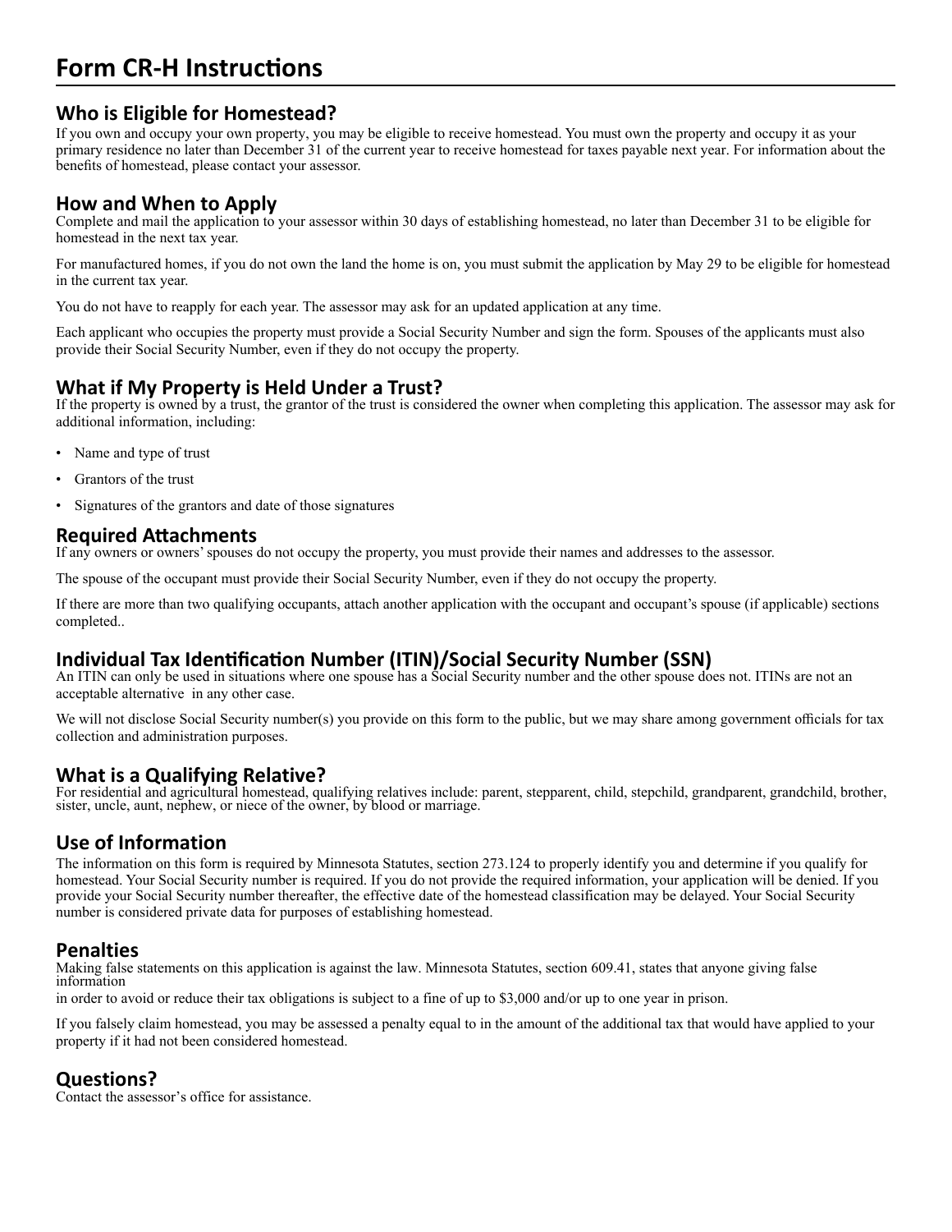# Form CR-H Instructions

## Who is Eligible for Homestead?

If you own and occupy your own property, you may be eligible to receive homestead. You must own the property and occupy it as your primary residence no later than December 31 of the current year to receive homestead for taxes payable next year. For information about the benefits of homestead, please contact your assessor.

## How and When to Apply

Complete and mail the application to your assessor within 30 days of establishing homestead, no later than December 31 to be eligible for homestead in the next tax year.

For manufactured homes, if you do not own the land the home is on, you must submit the application by May 29 to be eligible for homestead in the current tax year.

You do not have to reapply for each year. The assessor may ask for an updated application at any time.

Each applicant who occupies the property must provide a Social Security Number and sign the form. Spouses of the applicants must also provide their Social Security Number, even if they do not occupy the property.

## What if My Property is Held Under a Trust?

If the property is owned by a trust, the grantor of the trust is considered the owner when completing this application. The assessor may ask for additional information, including:

- Name and type of trust
- Grantors of the trust
- Signatures of the grantors and date of those signatures

## Required Attachments

If any owners or owners' spouses do not occupy the property, you must provide their names and addresses to the assessor.

The spouse of the occupant must provide their Social Security Number, even if they do not occupy the property.

If there are more than two qualifying occupants, attach another application with the occupant and occupant's spouse (if applicable) sections completed..

## Individual Tax Identification Number (ITIN)/Social Security Number (SSN)

An ITIN can only be used in situations where one spouse has a Social Security number and the other spouse does not. ITINs are not an acceptable alternative in any other case.

We will not disclose Social Security number(s) you provide on this form to the public, but we may share among government officials for tax collection and administration purposes.

## What is a Qualifying Relative?

For residential and agricultural homestead, qualifying relatives include: parent, stepparent, child, stepchild, grandparent, grandchild, brother, sister, uncle, aunt, nephew, or niece of the owner, by blood or marriage.

## Use of Information

The information on this form is required by Minnesota Statutes, section 273.124 to properly identify you and determine if you qualify for homestead. Your Social Security number is required. If you do not provide the required information, your application will be denied. If you provide your Social Security number thereafter, the effective date of the homestead classification may be delayed. Your Social Security number is considered private data for purposes of establishing homestead.

## Penalties

Making false statements on this application is against the law. Minnesota Statutes, section 609.41, states that anyone giving false information in order to avoid or reduce their tax obligations is subject to a fine of up to $3,000 and/or up to one year in prison.

If you falsely claim homestead, you may be assessed a penalty equal to in the amount of the additional tax that would have applied to your property if it had not been considered homestead.

## Questions?

Contact the assessor's office for assistance.